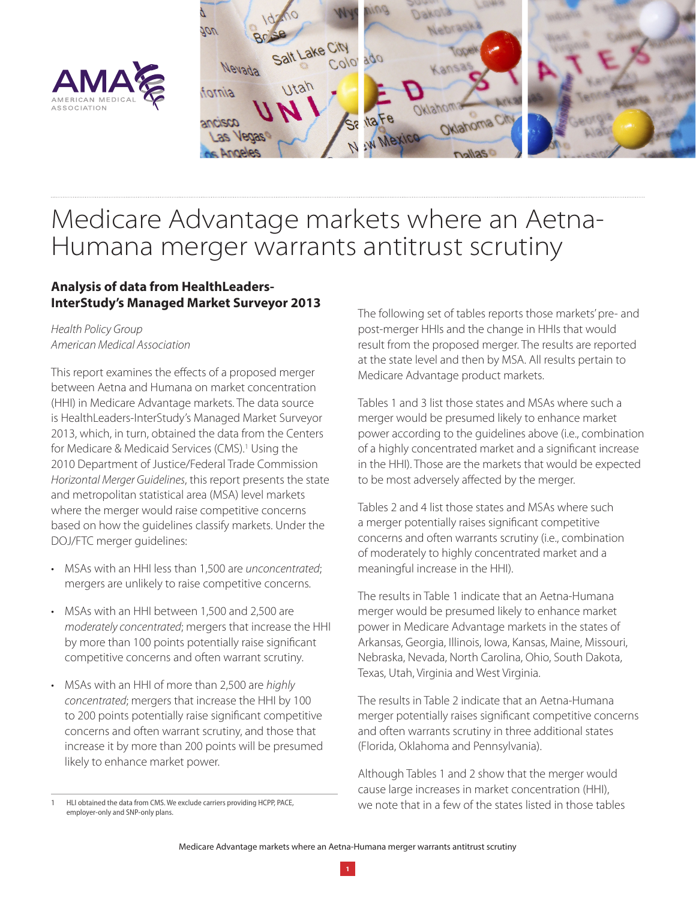# Medicare Advantage markets where an Aetna-Humana merger warrants antitrust scrutiny

### Analysis of data from HealthLeaders-InterStudy's Managed Market Surveyor 2013

*Health Policy Group*
*American Medical Association*

This report examines the effects of a proposed merger between Aetna and Humana on market concentration (HHI) in Medicare Advantage markets. The data source is HealthLeaders-InterStudy's Managed Market Surveyor 2013, which, in turn, obtained the data from the Centers for Medicare & Medicaid Services (CMS).[1] Using the 2010 Department of Justice/Federal Trade Commission *Horizontal Merger Guidelines*, this report presents the state and metropolitan statistical area (MSA) level markets where the merger would raise competitive concerns based on how the guidelines classify markets. Under the DOJ/FTC merger guidelines:

- MSAs with an HHI less than 1,500 are *unconcentrated*; mergers are unlikely to raise competitive concerns.
- MSAs with an HHI between 1,500 and 2,500 are *moderately concentrated*; mergers that increase the HHI by more than 100 points potentially raise significant competitive concerns and often warrant scrutiny.
- MSAs with an HHI of more than 2,500 are *highly concentrated*; mergers that increase the HHI by 100 to 200 points potentially raise significant competitive concerns and often warrant scrutiny, and those that increase it by more than 200 points will be presumed likely to enhance market power.

The following set of tables reports those markets' pre- and post-merger HHIs and the change in HHIs that would result from the proposed merger. The results are reported at the state level and then by MSA. All results pertain to Medicare Advantage product markets.

Tables 1 and 3 list those states and MSAs where such a merger would be presumed likely to enhance market power according to the guidelines above (i.e., combination of a highly concentrated market and a significant increase in the HHI). Those are the markets that would be expected to be most adversely affected by the merger.

Tables 2 and 4 list those states and MSAs where such a merger potentially raises significant competitive concerns and often warrants scrutiny (i.e., combination of moderately to highly concentrated market and a meaningful increase in the HHI).

The results in Table 1 indicate that an Aetna-Humana merger would be presumed likely to enhance market power in Medicare Advantage markets in the states of Arkansas, Georgia, Illinois, Iowa, Kansas, Maine, Missouri, Nebraska, Nevada, North Carolina, Ohio, South Dakota, Texas, Utah, Virginia and West Virginia.

The results in Table 2 indicate that an Aetna-Humana merger potentially raises significant competitive concerns and often warrants scrutiny in three additional states (Florida, Oklahoma and Pennsylvania).

Although Tables 1 and 2 show that the merger would cause large increases in market concentration (HHI), we note that in a few of the states listed in those tables

---

1 HLI obtained the data from CMS. We exclude carriers providing HCPP, PACE, employer-only and SNP-only plans.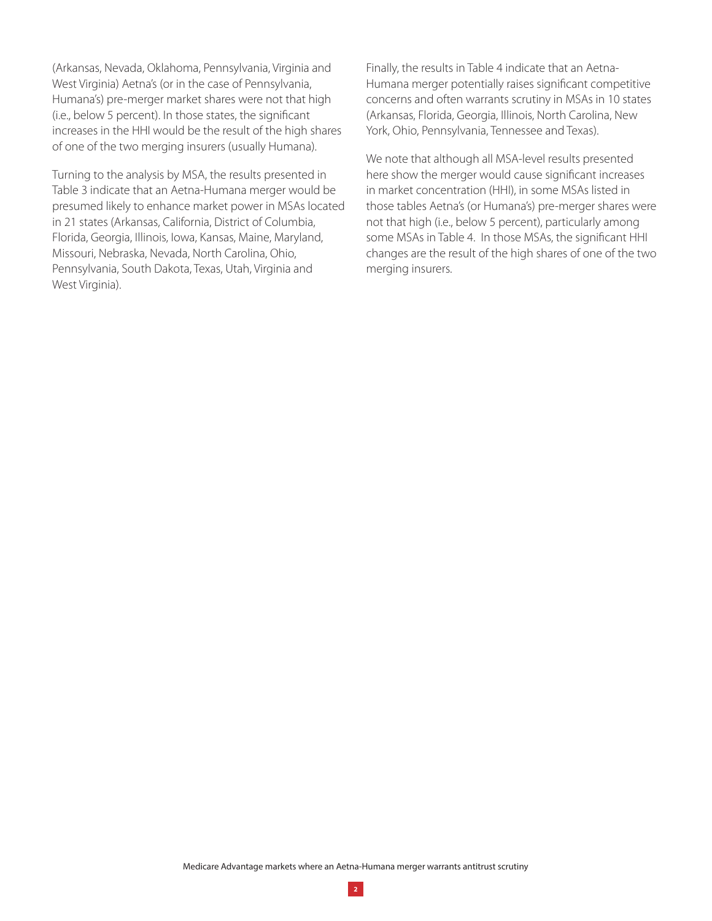(Arkansas, Nevada, Oklahoma, Pennsylvania, Virginia and West Virginia) Aetna's (or in the case of Pennsylvania, Humana's) pre-merger market shares were not that high (i.e., below 5 percent). In those states, the significant increases in the HHI would be the result of the high shares of one of the two merging insurers (usually Humana).

Turning to the analysis by MSA, the results presented in Table 3 indicate that an Aetna-Humana merger would be presumed likely to enhance market power in MSAs located in 21 states (Arkansas, California, District of Columbia, Florida, Georgia, Illinois, Iowa, Kansas, Maine, Maryland, Missouri, Nebraska, Nevada, North Carolina, Ohio, Pennsylvania, South Dakota, Texas, Utah, Virginia and West Virginia).

Finally, the results in Table 4 indicate that an Aetna-Humana merger potentially raises significant competitive concerns and often warrants scrutiny in MSAs in 10 states (Arkansas, Florida, Georgia, Illinois, North Carolina, New York, Ohio, Pennsylvania, Tennessee and Texas).

We note that although all MSA-level results presented here show the merger would cause significant increases in market concentration (HHI), in some MSAs listed in those tables Aetna's (or Humana's) pre-merger shares were not that high (i.e., below 5 percent), particularly among some MSAs in Table 4. In those MSAs, the significant HHI changes are the result of the high shares of one of the two merging insurers.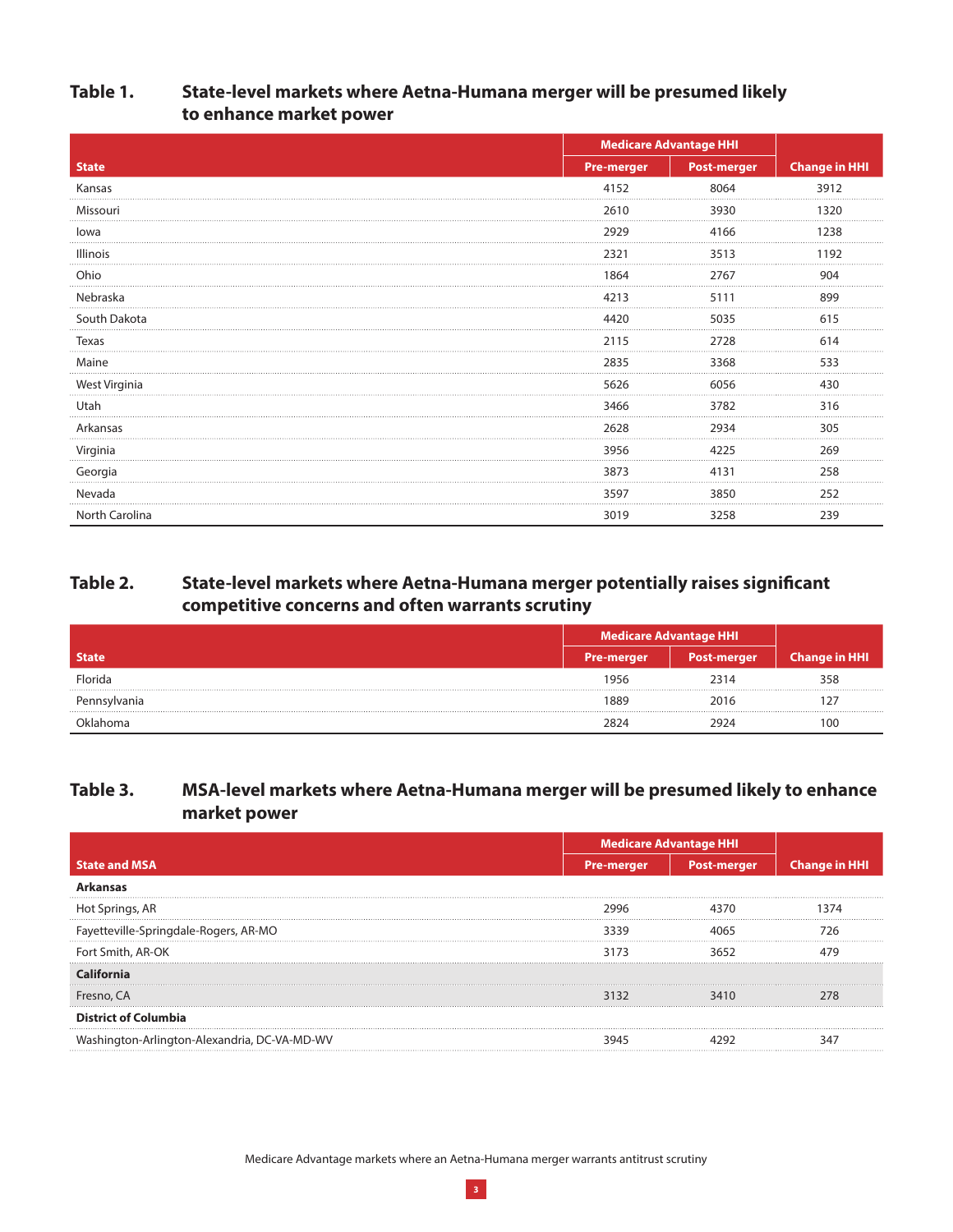## Table 1. State-level markets where Aetna-Humana merger will be presumed likely to enhance market power

| State | Medicare Advantage HHI | | Change in HHI |
|---|---|---|---|
| | Pre-merger | Post-merger | |
| Kansas | 4152 | 8064 | 3912 |
| Missouri | 2610 | 3930 | 1320 |
| Iowa | 2929 | 4166 | 1238 |
| Illinois | 2321 | 3513 | 1192 |
| Ohio | 1864 | 2767 | 904 |
| Nebraska | 4213 | 5111 | 899 |
| South Dakota | 4420 | 5035 | 615 |
| Texas | 2115 | 2728 | 614 |
| Maine | 2835 | 3368 | 533 |
| West Virginia | 5626 | 6056 | 430 |
| Utah | 3466 | 3782 | 316 |
| Arkansas | 2628 | 2934 | 305 |
| Virginia | 3956 | 4225 | 269 |
| Georgia | 3873 | 4131 | 258 |
| Nevada | 3597 | 3850 | 252 |
| North Carolina | 3019 | 3258 | 239 |

## Table 2. State-level markets where Aetna-Humana merger potentially raises significant competitive concerns and often warrants scrutiny

| State | Medicare Advantage HHI | | Change in HHI |
|---|---|---|---|
| | Pre-merger | Post-merger | |
| Florida | 1956 | 2314 | 358 |
| Pennsylvania | 1889 | 2016 | 127 |
| Oklahoma | 2824 | 2924 | 100 |

## Table 3. MSA-level markets where Aetna-Humana merger will be presumed likely to enhance market power

| State and MSA | Medicare Advantage HHI | | Change in HHI |
|---|---|---|---|
| | Pre-merger | Post-merger | |
| **Arkansas** | | | |
| Hot Springs, AR | 2996 | 4370 | 1374 |
| Fayetteville-Springdale-Rogers, AR-MO | 3339 | 4065 | 726 |
| Fort Smith, AR-OK | 3173 | 3652 | 479 |
| **California** | | | |
| Fresno, CA | 3132 | 3410 | 278 |
| **District of Columbia** | | | |
| Washington-Arlington-Alexandria, DC-VA-MD-WV | 3945 | 4292 | 347 |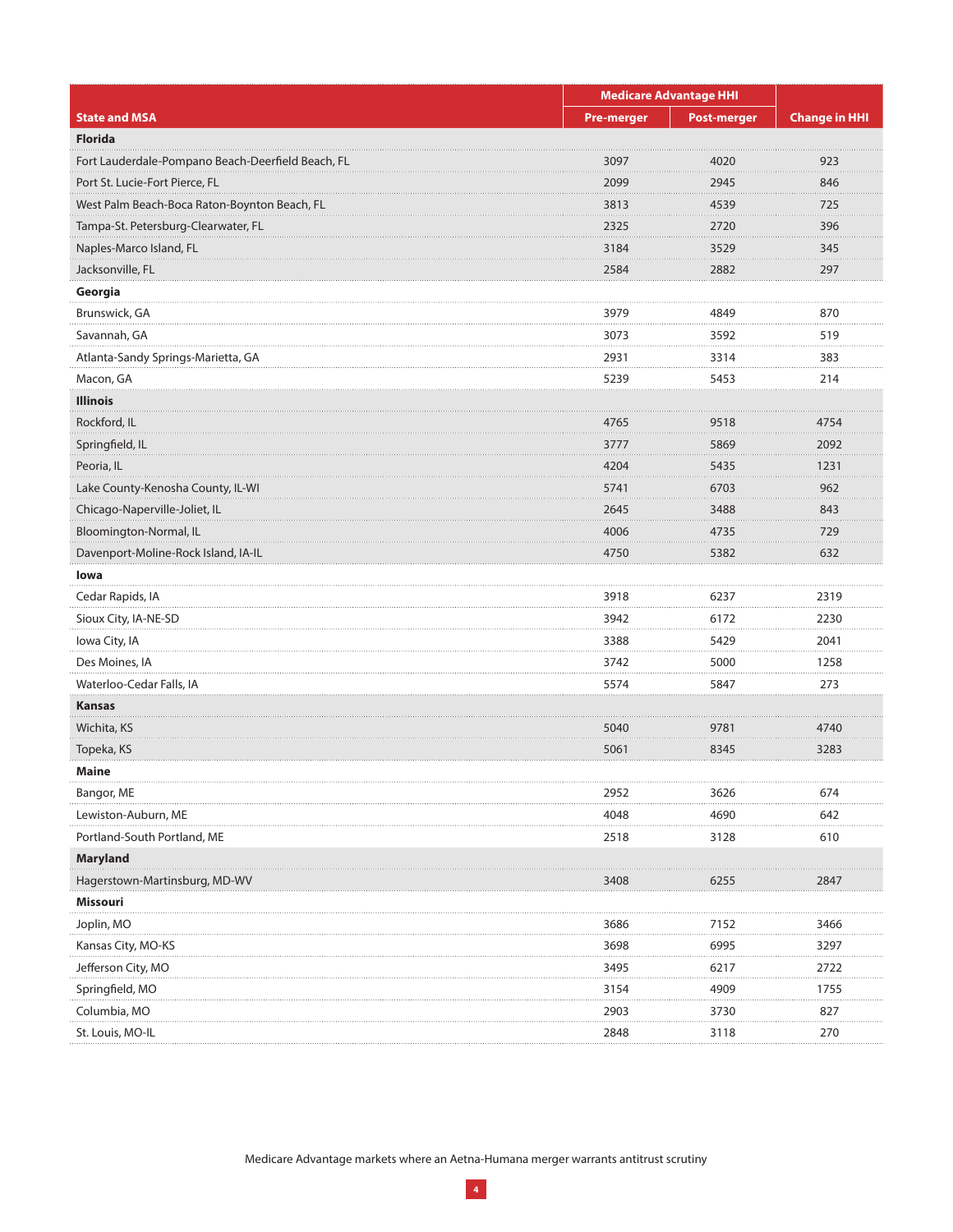| State and MSA | Medicare Advantage HHI | | Change in HHI |
|---|---|---|---|
| | Pre-merger | Post-merger | |
| **Florida** | | | |
| Fort Lauderdale-Pompano Beach-Deerfield Beach, FL | 3097 | 4020 | 923 |
| Port St. Lucie-Fort Pierce, FL | 2099 | 2945 | 846 |
| West Palm Beach-Boca Raton-Boynton Beach, FL | 3813 | 4539 | 725 |
| Tampa-St. Petersburg-Clearwater, FL | 2325 | 2720 | 396 |
| Naples-Marco Island, FL | 3184 | 3529 | 345 |
| Jacksonville, FL | 2584 | 2882 | 297 |
| **Georgia** | | | |
| Brunswick, GA | 3979 | 4849 | 870 |
| Savannah, GA | 3073 | 3592 | 519 |
| Atlanta-Sandy Springs-Marietta, GA | 2931 | 3314 | 383 |
| Macon, GA | 5239 | 5453 | 214 |
| **Illinois** | | | |
| Rockford, IL | 4765 | 9518 | 4754 |
| Springfield, IL | 3777 | 5869 | 2092 |
| Peoria, IL | 4204 | 5435 | 1231 |
| Lake County-Kenosha County, IL-WI | 5741 | 6703 | 962 |
| Chicago-Naperville-Joliet, IL | 2645 | 3488 | 843 |
| Bloomington-Normal, IL | 4006 | 4735 | 729 |
| Davenport-Moline-Rock Island, IA-IL | 4750 | 5382 | 632 |
| **Iowa** | | | |
| Cedar Rapids, IA | 3918 | 6237 | 2319 |
| Sioux City, IA-NE-SD | 3942 | 6172 | 2230 |
| Iowa City, IA | 3388 | 5429 | 2041 |
| Des Moines, IA | 3742 | 5000 | 1258 |
| Waterloo-Cedar Falls, IA | 5574 | 5847 | 273 |
| **Kansas** | | | |
| Wichita, KS | 5040 | 9781 | 4740 |
| Topeka, KS | 5061 | 8345 | 3283 |
| **Maine** | | | |
| Bangor, ME | 2952 | 3626 | 674 |
| Lewiston-Auburn, ME | 4048 | 4690 | 642 |
| Portland-South Portland, ME | 2518 | 3128 | 610 |
| **Maryland** | | | |
| Hagerstown-Martinsburg, MD-WV | 3408 | 6255 | 2847 |
| **Missouri** | | | |
| Joplin, MO | 3686 | 7152 | 3466 |
| Kansas City, MO-KS | 3698 | 6995 | 3297 |
| Jefferson City, MO | 3495 | 6217 | 2722 |
| Springfield, MO | 3154 | 4909 | 1755 |
| Columbia, MO | 2903 | 3730 | 827 |
| St. Louis, MO-IL | 2848 | 3118 | 270 |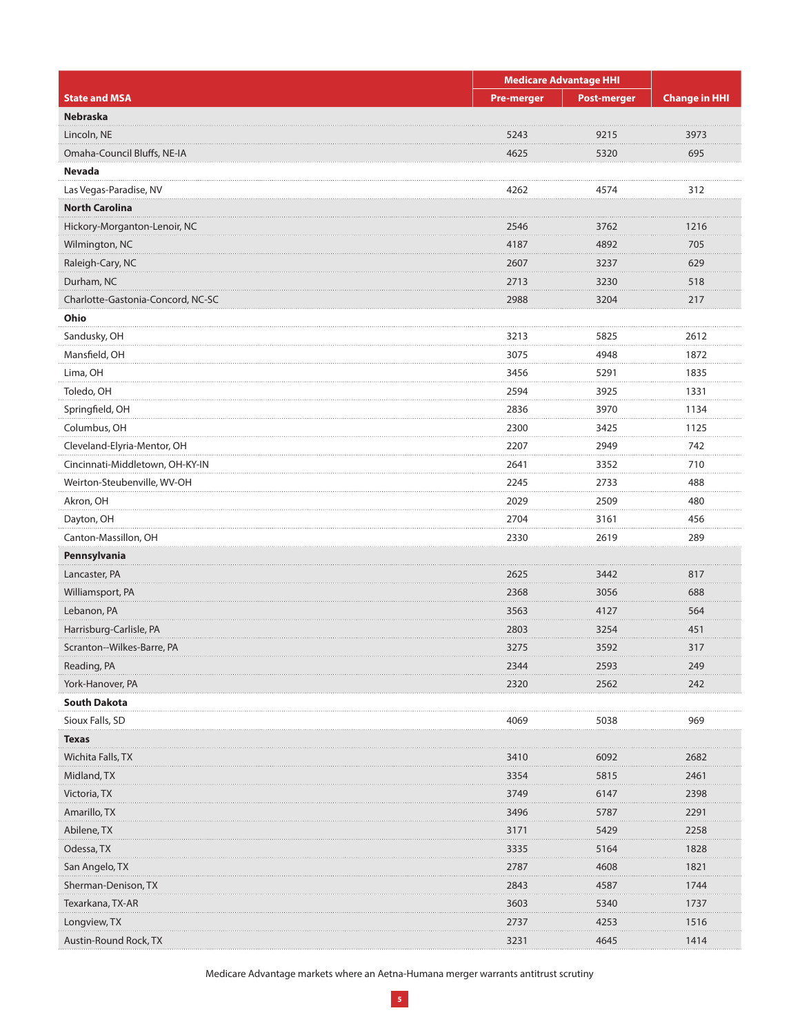| State and MSA | Medicare Advantage HHI | | Change in HHI |
|---|---|---|---|
| | Pre-merger | Post-merger | |
| **Nebraska** | | | |
| Lincoln, NE | 5243 | 9215 | 3973 |
| Omaha-Council Bluffs, NE-IA | 4625 | 5320 | 695 |
| **Nevada** | | | |
| Las Vegas-Paradise, NV | 4262 | 4574 | 312 |
| **North Carolina** | | | |
| Hickory-Morganton-Lenoir, NC | 2546 | 3762 | 1216 |
| Wilmington, NC | 4187 | 4892 | 705 |
| Raleigh-Cary, NC | 2607 | 3237 | 629 |
| Durham, NC | 2713 | 3230 | 518 |
| Charlotte-Gastonia-Concord, NC-SC | 2988 | 3204 | 217 |
| **Ohio** | | | |
| Sandusky, OH | 3213 | 5825 | 2612 |
| Mansfield, OH | 3075 | 4948 | 1872 |
| Lima, OH | 3456 | 5291 | 1835 |
| Toledo, OH | 2594 | 3925 | 1331 |
| Springfield, OH | 2836 | 3970 | 1134 |
| Columbus, OH | 2300 | 3425 | 1125 |
| Cleveland-Elyria-Mentor, OH | 2207 | 2949 | 742 |
| Cincinnati-Middletown, OH-KY-IN | 2641 | 3352 | 710 |
| Weirton-Steubenville, WV-OH | 2245 | 2733 | 488 |
| Akron, OH | 2029 | 2509 | 480 |
| Dayton, OH | 2704 | 3161 | 456 |
| Canton-Massillon, OH | 2330 | 2619 | 289 |
| **Pennsylvania** | | | |
| Lancaster, PA | 2625 | 3442 | 817 |
| Williamsport, PA | 2368 | 3056 | 688 |
| Lebanon, PA | 3563 | 4127 | 564 |
| Harrisburg-Carlisle, PA | 2803 | 3254 | 451 |
| Scranton--Wilkes-Barre, PA | 3275 | 3592 | 317 |
| Reading, PA | 2344 | 2593 | 249 |
| York-Hanover, PA | 2320 | 2562 | 242 |
| **South Dakota** | | | |
| Sioux Falls, SD | 4069 | 5038 | 969 |
| **Texas** | | | |
| Wichita Falls, TX | 3410 | 6092 | 2682 |
| Midland, TX | 3354 | 5815 | 2461 |
| Victoria, TX | 3749 | 6147 | 2398 |
| Amarillo, TX | 3496 | 5787 | 2291 |
| Abilene, TX | 3171 | 5429 | 2258 |
| Odessa, TX | 3335 | 5164 | 1828 |
| San Angelo, TX | 2787 | 4608 | 1821 |
| Sherman-Denison, TX | 2843 | 4587 | 1744 |
| Texarkana, TX-AR | 3603 | 5340 | 1737 |
| Longview, TX | 2737 | 4253 | 1516 |
| Austin-Round Rock, TX | 3231 | 4645 | 1414 |

Medicare Advantage markets where an Aetna-Humana merger warrants antitrust scrutiny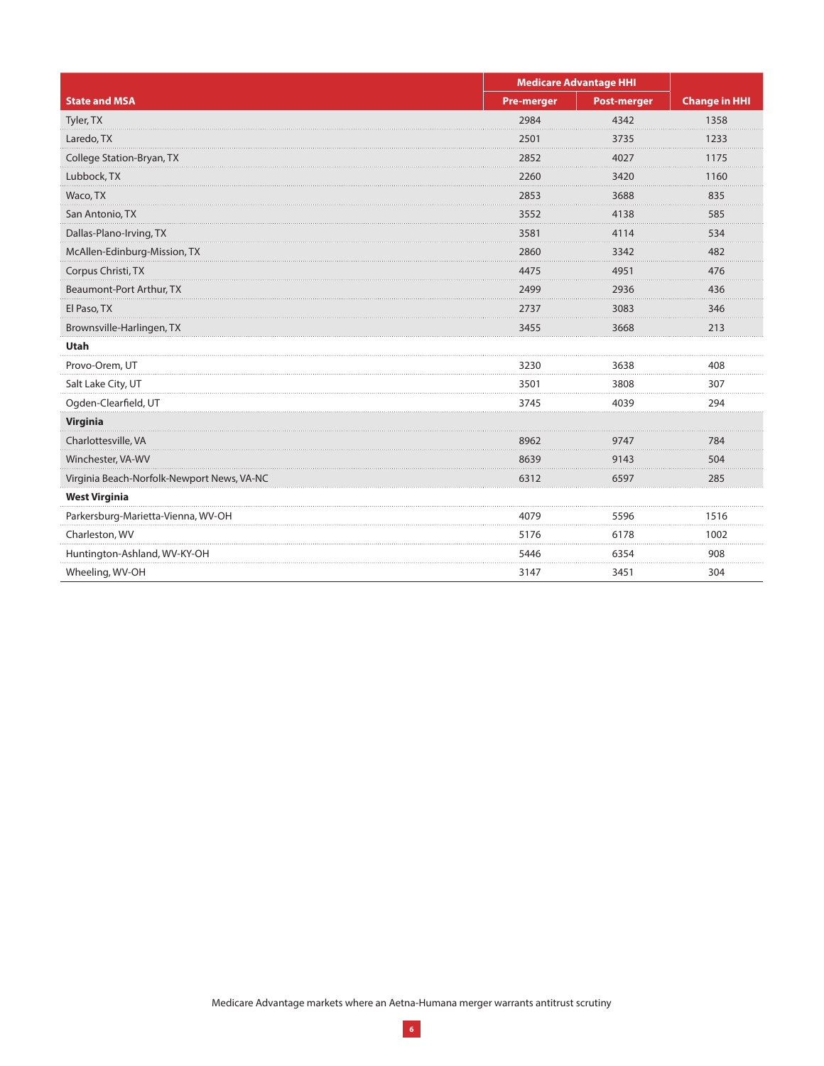| State and MSA | Medicare Advantage HHI | | Change in HHI |
|---|---|---|---|
| | Pre-merger | Post-merger | |
| Tyler, TX | 2984 | 4342 | 1358 |
| Laredo, TX | 2501 | 3735 | 1233 |
| College Station-Bryan, TX | 2852 | 4027 | 1175 |
| Lubbock, TX | 2260 | 3420 | 1160 |
| Waco, TX | 2853 | 3688 | 835 |
| San Antonio, TX | 3552 | 4138 | 585 |
| Dallas-Plano-Irving, TX | 3581 | 4114 | 534 |
| McAllen-Edinburg-Mission, TX | 2860 | 3342 | 482 |
| Corpus Christi, TX | 4475 | 4951 | 476 |
| Beaumont-Port Arthur, TX | 2499 | 2936 | 436 |
| El Paso, TX | 2737 | 3083 | 346 |
| Brownsville-Harlingen, TX | 3455 | 3668 | 213 |
| **Utah** | | | |
| Provo-Orem, UT | 3230 | 3638 | 408 |
| Salt Lake City, UT | 3501 | 3808 | 307 |
| Ogden-Clearfield, UT | 3745 | 4039 | 294 |
| **Virginia** | | | |
| Charlottesville, VA | 8962 | 9747 | 784 |
| Winchester, VA-WV | 8639 | 9143 | 504 |
| Virginia Beach-Norfolk-Newport News, VA-NC | 6312 | 6597 | 285 |
| **West Virginia** | | | |
| Parkersburg-Marietta-Vienna, WV-OH | 4079 | 5596 | 1516 |
| Charleston, WV | 5176 | 6178 | 1002 |
| Huntington-Ashland, WV-KY-OH | 5446 | 6354 | 908 |
| Wheeling, WV-OH | 3147 | 3451 | 304 |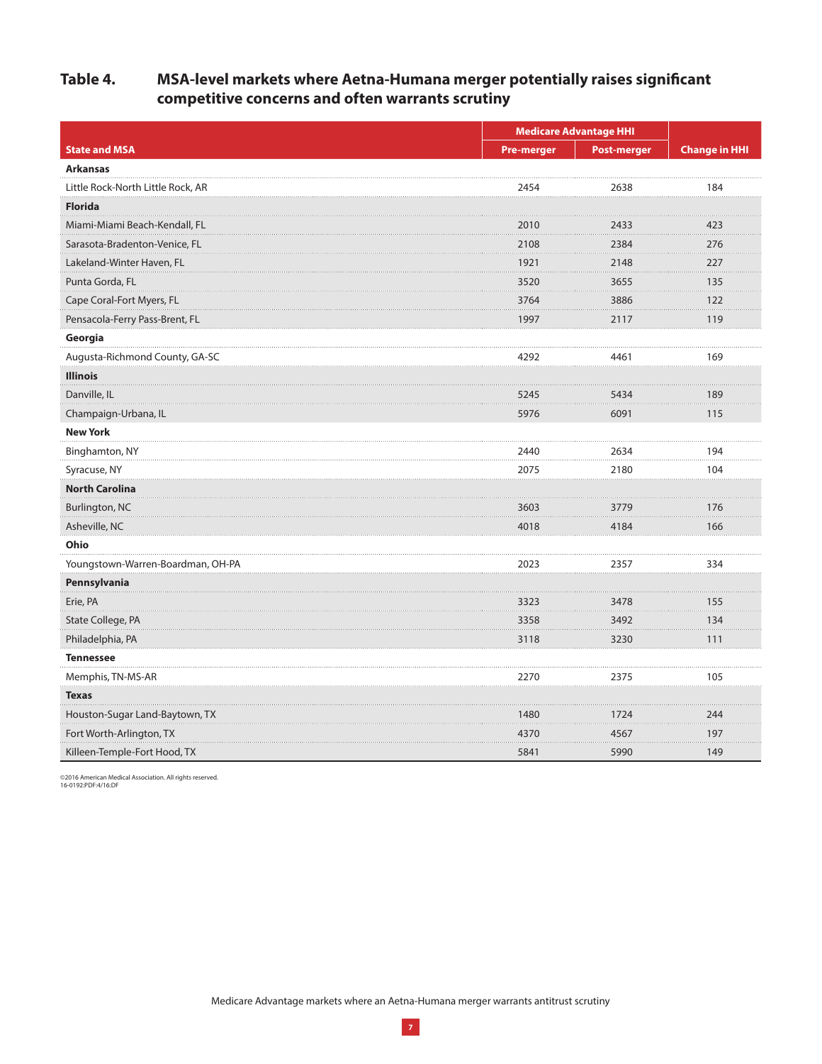## Table 4. MSA-level markets where Aetna-Humana merger potentially raises significant competitive concerns and often warrants scrutiny

| State and MSA | Medicare Advantage HHI | | Change in HHI |
|---|---|---|---|
| | Pre-merger | Post-merger | |
| **Arkansas** | | | |
| Little Rock-North Little Rock, AR | 2454 | 2638 | 184 |
| **Florida** | | | |
| Miami-Miami Beach-Kendall, FL | 2010 | 2433 | 423 |
| Sarasota-Bradenton-Venice, FL | 2108 | 2384 | 276 |
| Lakeland-Winter Haven, FL | 1921 | 2148 | 227 |
| Punta Gorda, FL | 3520 | 3655 | 135 |
| Cape Coral-Fort Myers, FL | 3764 | 3886 | 122 |
| Pensacola-Ferry Pass-Brent, FL | 1997 | 2117 | 119 |
| **Georgia** | | | |
| Augusta-Richmond County, GA-SC | 4292 | 4461 | 169 |
| **Illinois** | | | |
| Danville, IL | 5245 | 5434 | 189 |
| Champaign-Urbana, IL | 5976 | 6091 | 115 |
| **New York** | | | |
| Binghamton, NY | 2440 | 2634 | 194 |
| Syracuse, NY | 2075 | 2180 | 104 |
| **North Carolina** | | | |
| Burlington, NC | 3603 | 3779 | 176 |
| Asheville, NC | 4018 | 4184 | 166 |
| **Ohio** | | | |
| Youngstown-Warren-Boardman, OH-PA | 2023 | 2357 | 334 |
| **Pennsylvania** | | | |
| Erie, PA | 3323 | 3478 | 155 |
| State College, PA | 3358 | 3492 | 134 |
| Philadelphia, PA | 3118 | 3230 | 111 |
| **Tennessee** | | | |
| Memphis, TN-MS-AR | 2270 | 2375 | 105 |
| **Texas** | | | |
| Houston-Sugar Land-Baytown, TX | 1480 | 1724 | 244 |
| Fort Worth-Arlington, TX | 4370 | 4567 | 197 |
| Killeen-Temple-Fort Hood, TX | 5841 | 5990 | 149 |

©2016 American Medical Association. All rights reserved.
16-0192:PDF:4/16:DF